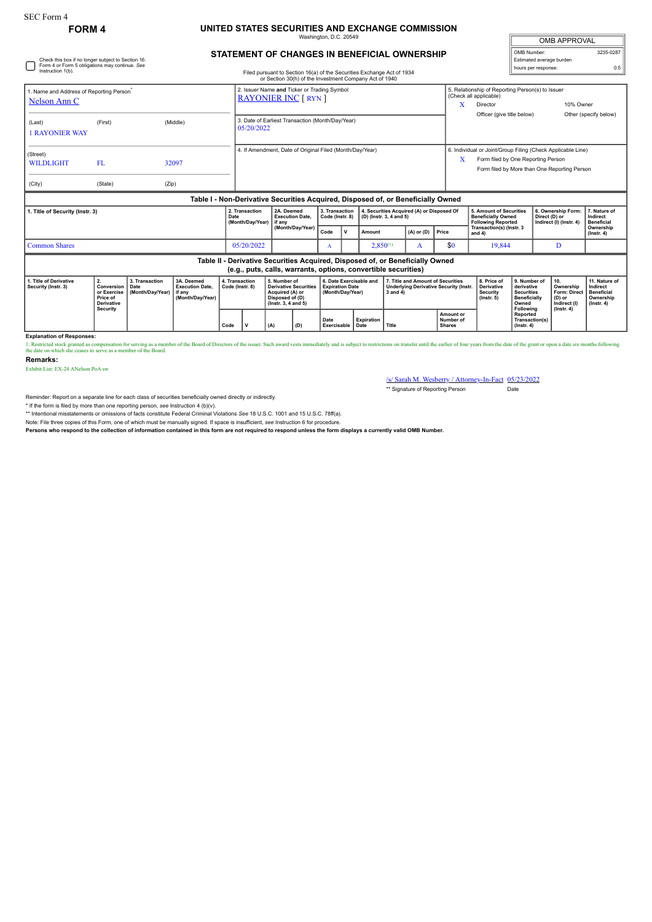SEC Form 4

**FORM 4**

# UNITED STATES SECURITIES AND EXCHANGE COMMISSION

Washington, D.C. 20549

## STATEMENT OF CHANGES IN BENEFICIAL OWNERSHIP

Filed pursuant to Section 16(a) of the Securities Exchange Act of 1934 or Section 30(h) of the Investment Company Act of 1940

| OMB APPROVAL | |
|---|---|
| OMB Number: | 3235-0287 |
| Estimated average burden | |
| hours per response: | 0.5 |

☐ Check this box if no longer subject to Section 16. Form 4 or Form 5 obligations may continue. *See* Instruction 1(b).

| | | |
|---|---|---|
| 1. Name and Address of Reporting Person* Nelson Ann C (Last) (First) (Middle) 1 RAYONIER WAY (Street) WILDLIGHT FL 32097 (City) (State) (Zip) | 2. Issuer Name **and** Ticker or Trading Symbol RAYONIER INC [ RYN ] | 5. Relationship of Reporting Person(s) to Issuer (Check all applicable) X Director; 10% Owner; Officer (give title below); Other (specify below) |
| | 3. Date of Earliest Transaction (Month/Day/Year) 05/20/2022 | |
| | 4. If Amendment, Date of Original Filed (Month/Day/Year) | 6. Individual or Joint/Group Filing (Check Applicable Line) X Form filed by One Reporting Person; Form filed by More than One Reporting Person |

### Table I - Non-Derivative Securities Acquired, Disposed of, or Beneficially Owned

| 1. Title of Security (Instr. 3) | 2. Transaction Date (Month/Day/Year) | 2A. Deemed Execution Date, if any (Month/Day/Year) | 3. Transaction Code (Instr. 8) | | 4. Securities Acquired (A) or Disposed Of (D) (Instr. 3, 4 and 5) | | | 5. Amount of Securities Beneficially Owned Following Reported Transaction(s) (Instr. 3 and 4) | 6. Ownership Form: Direct (D) or Indirect (I) (Instr. 4) | 7. Nature of Indirect Beneficial Ownership (Instr. 4) |
|---|---|---|---|---|---|---|---|---|---|---|
| | | | Code | V | Amount | (A) or (D) | Price | | | |
| Common Shares | 05/20/2022 | | A | | 2,850[(1)] | A | $0 | 19,844 | D | |

### Table II - Derivative Securities Acquired, Disposed of, or Beneficially Owned (e.g., puts, calls, warrants, options, convertible securities)

| 1. Title of Derivative Security (Instr. 3) | 2. Conversion or Exercise Price of Derivative Security | 3. Transaction Date (Month/Day/Year) | 3A. Deemed Execution Date, if any (Month/Day/Year) | 4. Transaction Code (Instr. 8) | | 5. Number of Derivative Securities Acquired (A) or Disposed of (D) (Instr. 3, 4 and 5) | | 6. Date Exercisable and Expiration Date (Month/Day/Year) | | 7. Title and Amount of Securities Underlying Derivative Security (Instr. 3 and 4) | | 8. Price of Derivative Security (Instr. 5) | 9. Number of derivative Securities Beneficially Owned Following Reported Transaction(s) (Instr. 4) | 10. Ownership Form: Direct (D) or Indirect (I) (Instr. 4) | 11. Nature of Indirect Beneficial Ownership (Instr. 4) |
|---|---|---|---|---|---|---|---|---|---|---|---|---|---|---|---|
| | | | | Code | V | (A) | (D) | Date Exercisable | Expiration Date | Title | Amount or Number of Shares | | | | |

**Explanation of Responses:**

1. Restricted stock granted as compensation for serving as a member of the Board of Directors of the issuer. Such award vests immediately and is subject to restrictions on transfer until the earlier of four years from the date of the grant or upon a date six months following the date on which she ceases to serve as a member of the Board.

**Remarks:**

Exhibit List: EX-24 ANelson PoA sw

/s/ Sarah M. Wesberry / Attorney-In-Fact 05/23/2022

** Signature of Reporting Person Date

Reminder: Report on a separate line for each class of securities beneficially owned directly or indirectly.

\* If the form is filed by more than one reporting person, *see* Instruction 4 (b)(v).

\*\* Intentional misstatements or omissions of facts constitute Federal Criminal Violations *See* 18 U.S.C. 1001 and 15 U.S.C. 78ff(a).

Note: File three copies of this Form, one of which must be manually signed. If space is insufficient, *see* Instruction 6 for procedure.

**Persons who respond to the collection of information contained in this form are not required to respond unless the form displays a currently valid OMB Number.**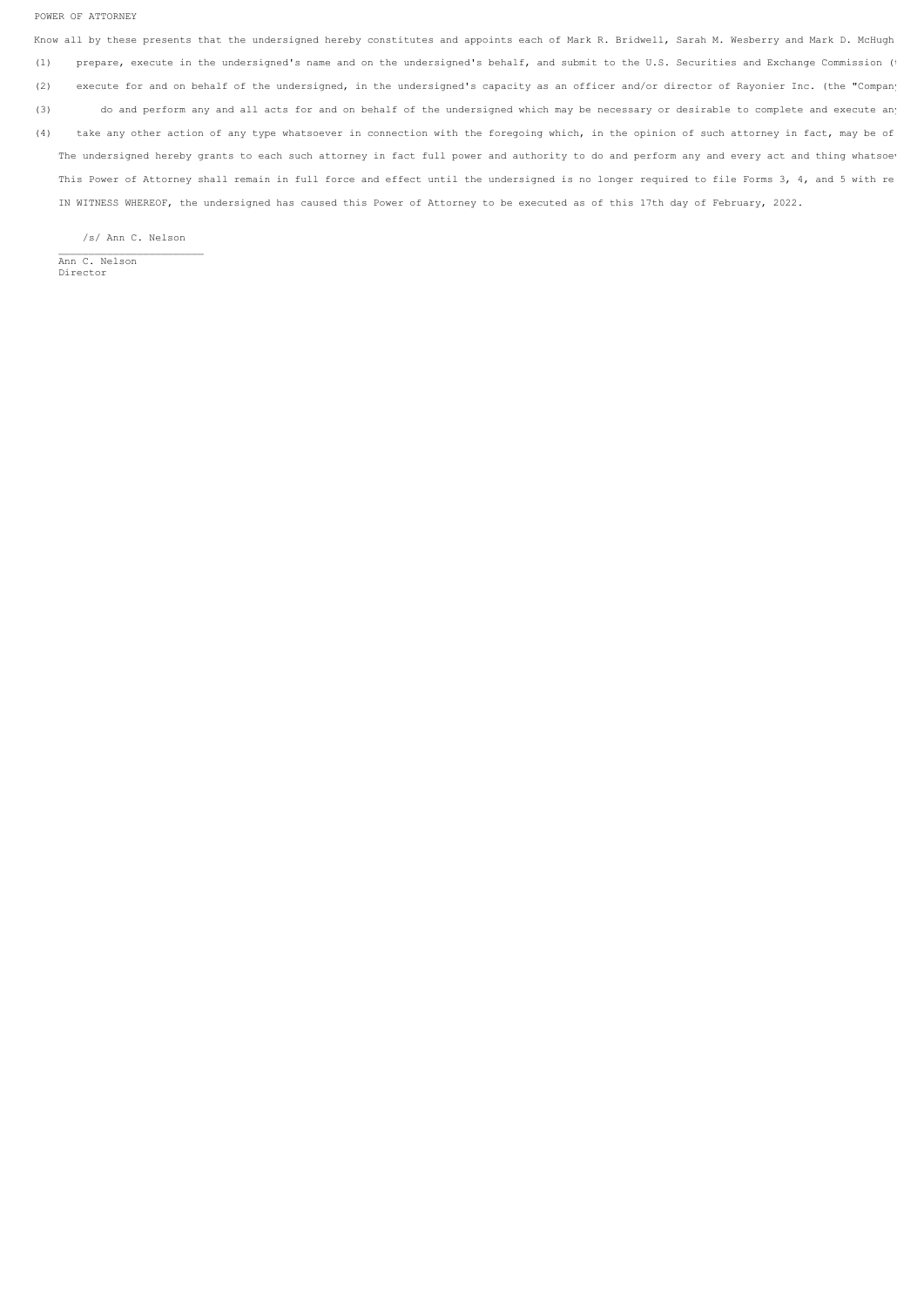POWER OF ATTORNEY

Know all by these presents that the undersigned hereby constitutes and appoints each of Mark R. Bridwell, Sarah M. Wesberry and Mark D. McHugh

(1) prepare, execute in the undersigned's name and on the undersigned's behalf, and submit to the U.S. Securities and Exchange Commission (

(2) execute for and on behalf of the undersigned, in the undersigned's capacity as an officer and/or director of Rayonier Inc. (the "Compan

(3) do and perform any and all acts for and on behalf of the undersigned which may be necessary or desirable to complete and execute an

(4) take any other action of any type whatsoever in connection with the foregoing which, in the opinion of such attorney in fact, may be of

The undersigned hereby grants to each such attorney in fact full power and authority to do and perform any and every act and thing whatsoe

This Power of Attorney shall remain in full force and effect until the undersigned is no longer required to file Forms 3, 4, and 5 with re

IN WITNESS WHEREOF, the undersigned has caused this Power of Attorney to be executed as of this 17th day of February, 2022.

/s/ Ann C. Nelson

_______________________

Ann C. Nelson
Director